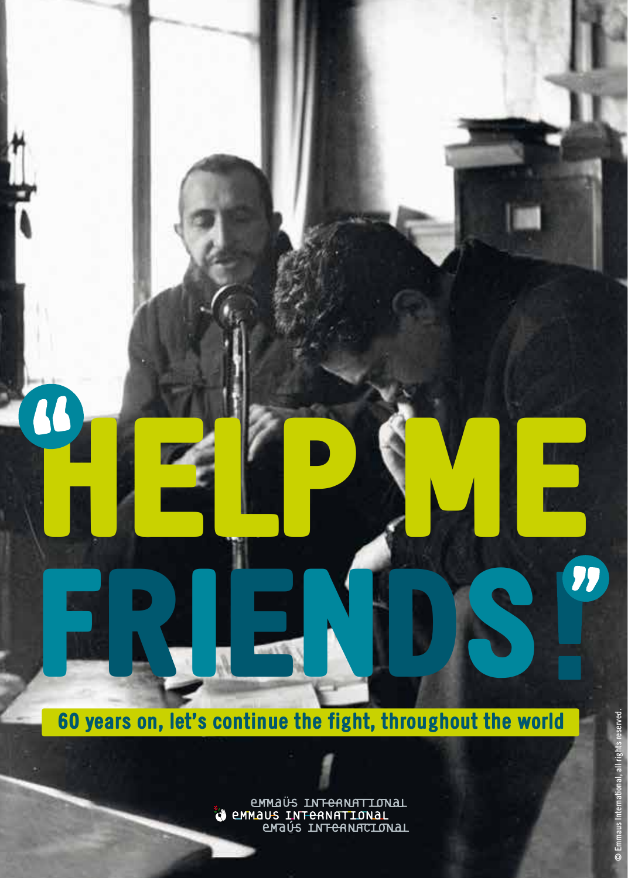# "HELP ME FRIENDS!"

**60 years on, let's continue the fight, throughout the world**

emmaüs international
emmaus international
emaús internacional

© Emmaus International, all rights reserved.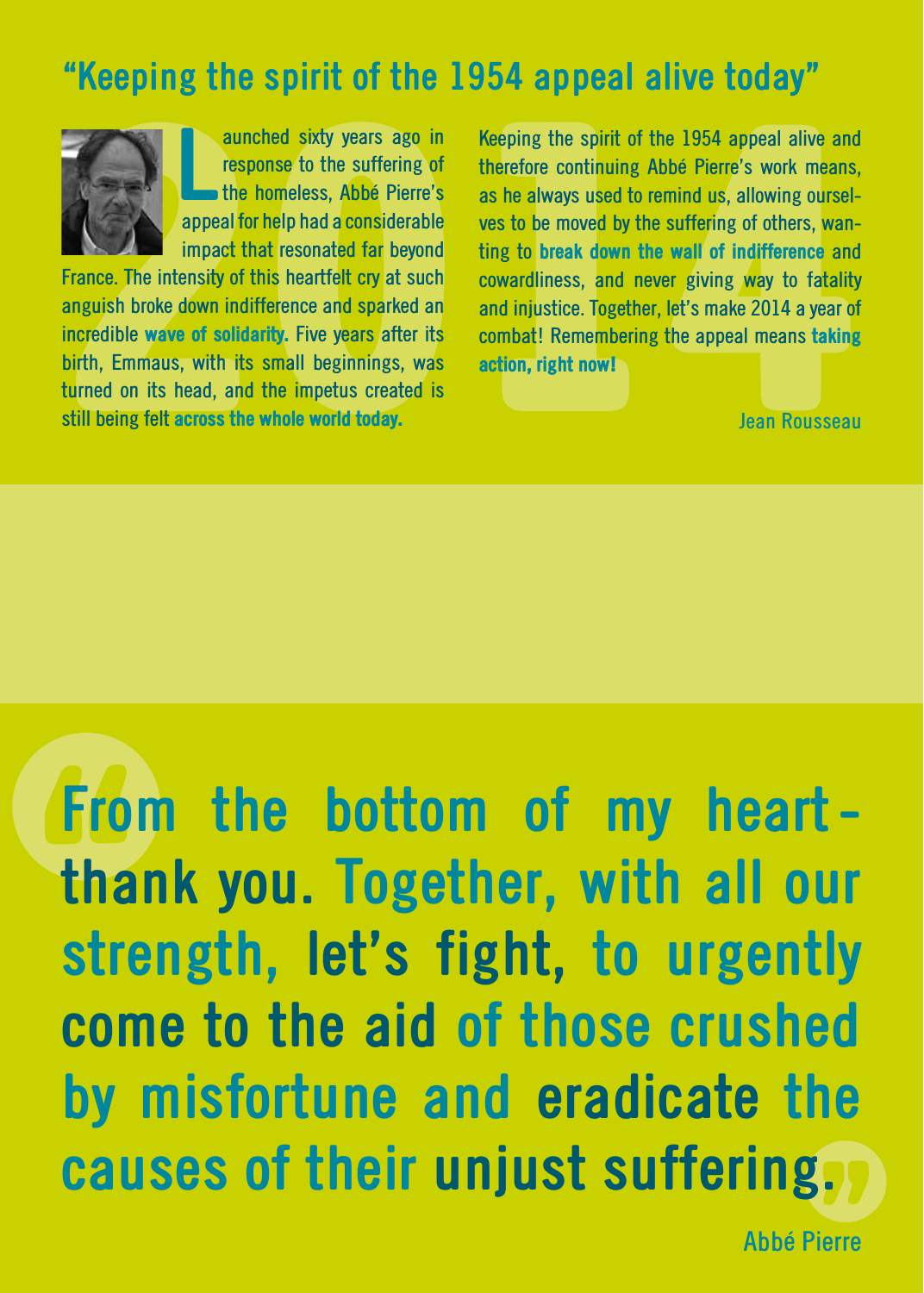## "Keeping the spirit of the 1954 appeal alive today"

Launched sixty years ago in response to the suffering of the homeless, Abbé Pierre's appeal for help had a considerable impact that resonated far beyond France. The intensity of this heartfelt cry at such anguish broke down indifference and sparked an incredible **wave of solidarity.** Five years after its birth, Emmaus, with its small beginnings, was turned on its head, and the impetus created is still being felt **across the whole world today.**

Keeping the spirit of the 1954 appeal alive and therefore continuing Abbé Pierre's work means, as he always used to remind us, allowing ourselves to be moved by the suffering of others, wanting to **break down the wall of indifference** and cowardliness, and never giving way to fatality and injustice. Together, let's make 2014 a year of combat! Remembering the appeal means **taking action, right now!**

Jean Rousseau

> "From the bottom of my heart - **thank you.** Together, with all our strength, **let's fight,** to urgently **come to the aid** of those crushed by misfortune and **eradicate** the causes of their **unjust suffering.**"

Abbé Pierre